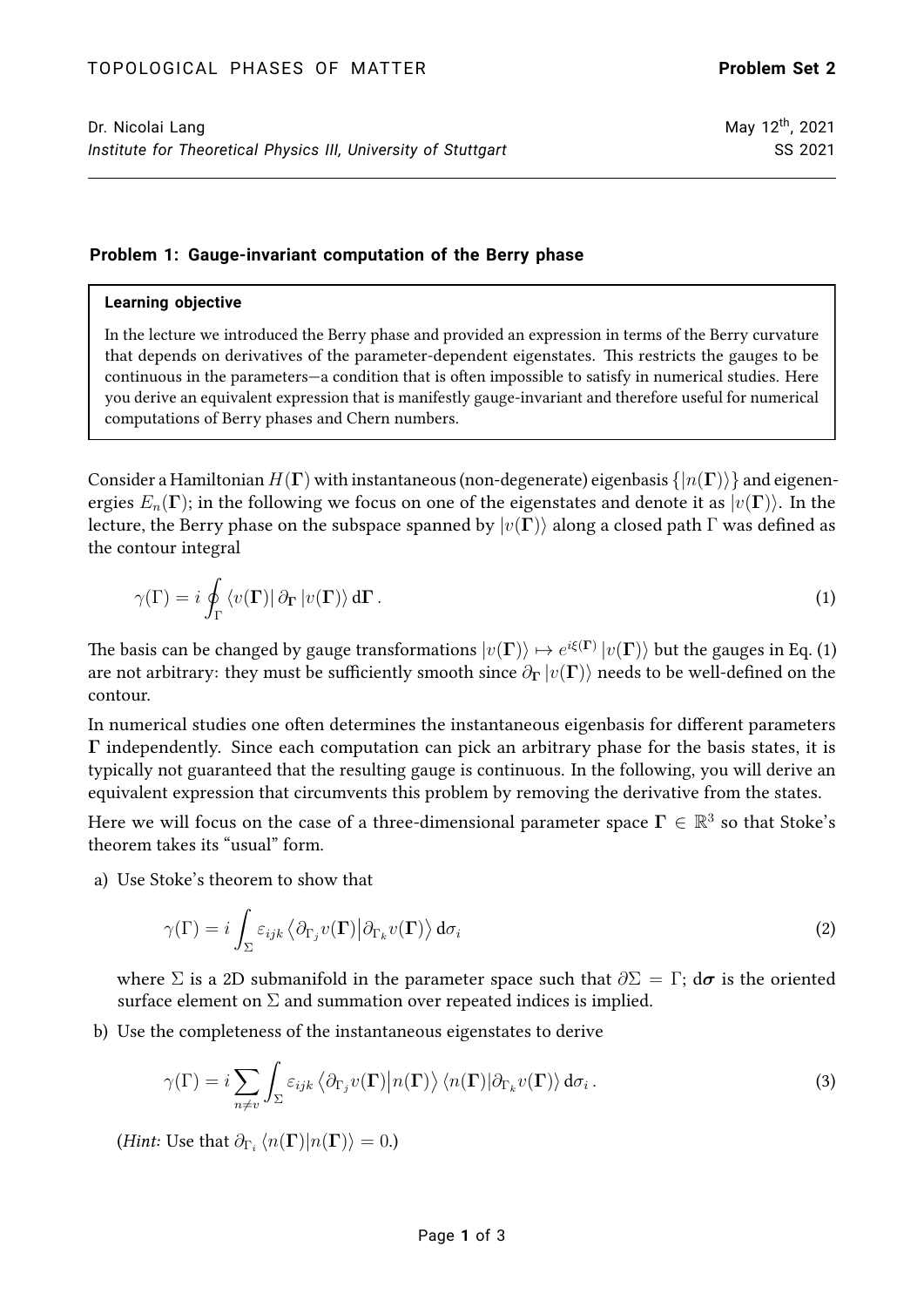TOPOLOGICAL PHASES OF MATTER **Problem Set 2**

Dr. Nicolai Lang
*Institute for Theoretical Physics III, University of Stuttgart*

May 12th, 2021
SS 2021

---

### Problem 1: Gauge-invariant computation of the Berry phase

> **Learning objective**
>
> In the lecture we introduced the Berry phase and provided an expression in terms of the Berry curvature that depends on derivatives of the parameter-dependent eigenstates. This restricts the gauges to be continuous in the parameters—a condition that is often impossible to satisfy in numerical studies. Here you derive an equivalent expression that is manifestly gauge-invariant and therefore useful for numerical computations of Berry phases and Chern numbers.

Consider a Hamiltonian $H(\mathbf{\Gamma})$ with instantaneous (non-degenerate) eigenbasis $\{|n(\mathbf{\Gamma})\rangle\}$ and eigenenergies $E_n(\mathbf{\Gamma})$; in the following we focus on one of the eigenstates and denote it as $|v(\mathbf{\Gamma})\rangle$. In the lecture, the Berry phase on the subspace spanned by $|v(\mathbf{\Gamma})\rangle$ along a closed path $\Gamma$ was defined as the contour integral

$$\gamma(\Gamma) = i \oint_\Gamma \langle v(\mathbf{\Gamma})| \, \partial_{\mathbf{\Gamma}} \, |v(\mathbf{\Gamma})\rangle \, \mathrm{d}\mathbf{\Gamma} \,. \tag{1}$$

The basis can be changed by gauge transformations $|v(\mathbf{\Gamma})\rangle \mapsto e^{i\xi(\mathbf{\Gamma})} |v(\mathbf{\Gamma})\rangle$ but the gauges in Eq. (1) are not arbitrary: they must be sufficiently smooth since $\partial_{\mathbf{\Gamma}} |v(\mathbf{\Gamma})\rangle$ needs to be well-defined on the contour.

In numerical studies one often determines the instantaneous eigenbasis for different parameters $\mathbf{\Gamma}$ independently. Since each computation can pick an arbitrary phase for the basis states, it is typically not guaranteed that the resulting gauge is continuous. In the following, you will derive an equivalent expression that circumvents this problem by removing the derivative from the states.

Here we will focus on the case of a three-dimensional parameter space $\mathbf{\Gamma} \in \mathbb{R}^3$ so that Stoke's theorem takes its "usual" form.

a) Use Stoke's theorem to show that

$$\gamma(\Gamma) = i \int_\Sigma \varepsilon_{ijk} \left\langle \partial_{\Gamma_j} v(\mathbf{\Gamma}) \middle| \partial_{\Gamma_k} v(\mathbf{\Gamma}) \right\rangle \mathrm{d}\sigma_i \tag{2}$$

where $\Sigma$ is a 2D submanifold in the parameter space such that $\partial\Sigma = \Gamma$; $\mathrm{d}\boldsymbol{\sigma}$ is the oriented surface element on $\Sigma$ and summation over repeated indices is implied.

b) Use the completeness of the instantaneous eigenstates to derive

$$\gamma(\Gamma) = i \sum_{n \neq v} \int_\Sigma \varepsilon_{ijk} \left\langle \partial_{\Gamma_j} v(\mathbf{\Gamma}) \middle| n(\mathbf{\Gamma}) \right\rangle \langle n(\mathbf{\Gamma}) | \partial_{\Gamma_k} v(\mathbf{\Gamma}) \rangle \, \mathrm{d}\sigma_i \,. \tag{3}$$

(*Hint:* Use that $\partial_{\Gamma_i} \langle n(\mathbf{\Gamma}) | n(\mathbf{\Gamma}) \rangle = 0$.)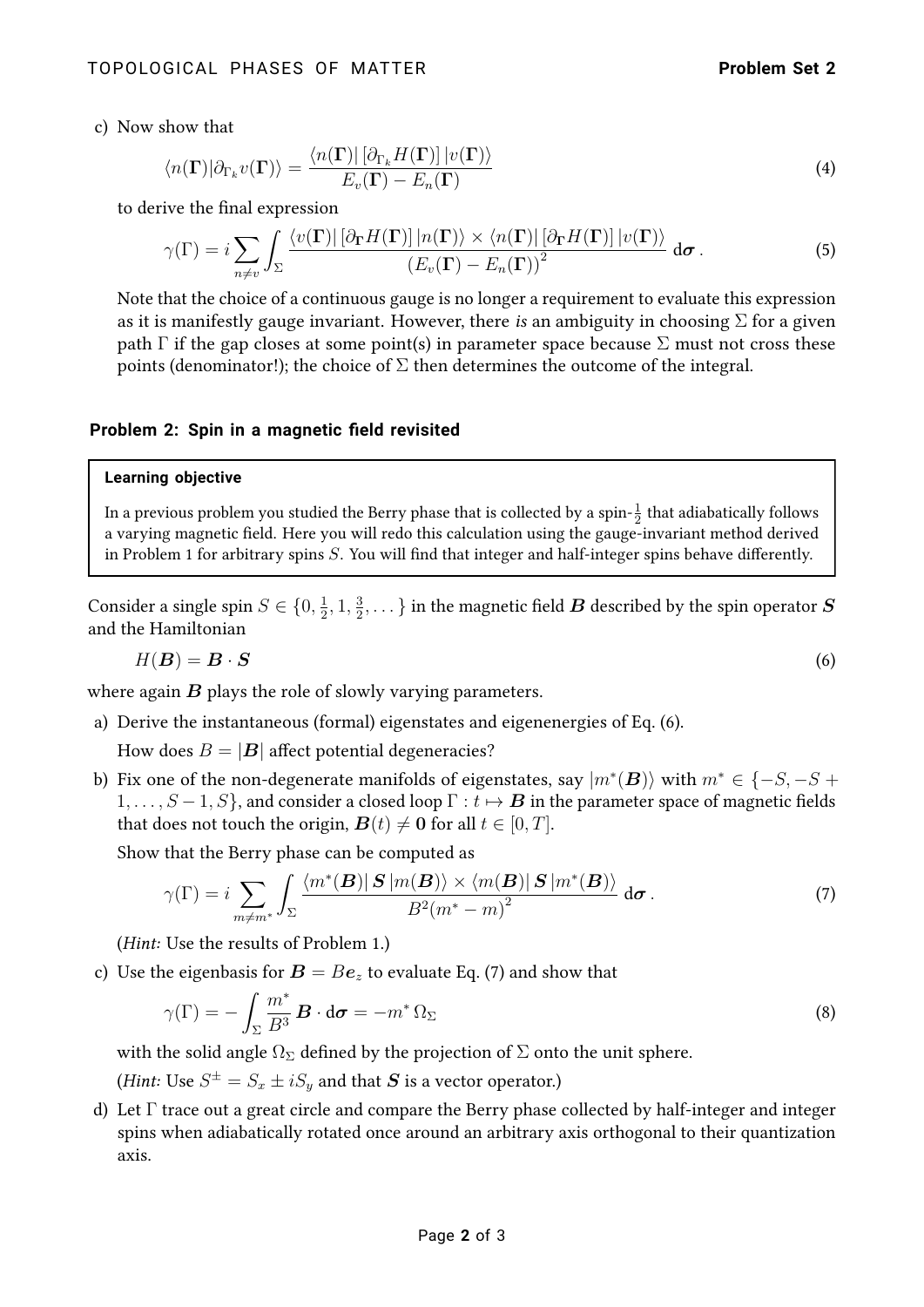c) Now show that

$$\langle n(\boldsymbol{\Gamma})|\partial_{\Gamma_k} v(\boldsymbol{\Gamma})\rangle = \frac{\langle n(\boldsymbol{\Gamma})|\left[\partial_{\Gamma_k} H(\boldsymbol{\Gamma})\right]|v(\boldsymbol{\Gamma})\rangle}{E_v(\boldsymbol{\Gamma}) - E_n(\boldsymbol{\Gamma})} \tag{4}$$

to derive the final expression

$$\gamma(\Gamma) = i \sum_{n \neq v} \int_\Sigma \frac{\langle v(\boldsymbol{\Gamma})|\left[\partial_{\boldsymbol{\Gamma}} H(\boldsymbol{\Gamma})\right]|n(\boldsymbol{\Gamma})\rangle \times \langle n(\boldsymbol{\Gamma})|\left[\partial_{\boldsymbol{\Gamma}} H(\boldsymbol{\Gamma})\right]|v(\boldsymbol{\Gamma})\rangle}{\left(E_v(\boldsymbol{\Gamma}) - E_n(\boldsymbol{\Gamma})\right)^2} \, \mathrm{d}\boldsymbol{\sigma} \,. \tag{5}$$

Note that the choice of a continuous gauge is no longer a requirement to evaluate this expression as it is manifestly gauge invariant. However, there *is* an ambiguity in choosing $\Sigma$ for a given path $\Gamma$ if the gap closes at some point(s) in parameter space because $\Sigma$ must not cross these points (denominator!); the choice of $\Sigma$ then determines the outcome of the integral.

## Problem 2: Spin in a magnetic field revisited

**Learning objective**

In a previous problem you studied the Berry phase that is collected by a spin-$\frac{1}{2}$ that adiabatically follows a varying magnetic field. Here you will redo this calculation using the gauge-invariant method derived in Problem 1 for arbitrary spins $S$. You will find that integer and half-integer spins behave differently.

Consider a single spin $S \in \{0, \frac{1}{2}, 1, \frac{3}{2}, \dots\}$ in the magnetic field $\boldsymbol{B}$ described by the spin operator $\boldsymbol{S}$ and the Hamiltonian

$$H(\boldsymbol{B}) = \boldsymbol{B} \cdot \boldsymbol{S} \tag{6}$$

where again $\boldsymbol{B}$ plays the role of slowly varying parameters.

a) Derive the instantaneous (formal) eigenstates and eigenenergies of Eq. (6).

   How does $B = |\boldsymbol{B}|$ affect potential degeneracies?

b) Fix one of the non-degenerate manifolds of eigenstates, say $|m^*(\boldsymbol{B})\rangle$ with $m^* \in \{-S, -S+1, \dots, S-1, S\}$, and consider a closed loop $\Gamma : t \mapsto \boldsymbol{B}$ in the parameter space of magnetic fields that does not touch the origin, $\boldsymbol{B}(t) \neq \boldsymbol{0}$ for all $t \in [0, T]$.

   Show that the Berry phase can be computed as

$$\gamma(\Gamma) = i \sum_{m \neq m^*} \int_\Sigma \frac{\langle m^*(\boldsymbol{B})|\, \boldsymbol{S}\, |m(\boldsymbol{B})\rangle \times \langle m(\boldsymbol{B})|\, \boldsymbol{S}\, |m^*(\boldsymbol{B})\rangle}{B^2 (m^* - m)^2} \, \mathrm{d}\boldsymbol{\sigma} \,. \tag{7}$$

   (*Hint:* Use the results of Problem 1.)

c) Use the eigenbasis for $\boldsymbol{B} = B\boldsymbol{e}_z$ to evaluate Eq. (7) and show that

$$\gamma(\Gamma) = -\int_\Sigma \frac{m^*}{B^3} \boldsymbol{B} \cdot \mathrm{d}\boldsymbol{\sigma} = -m^* \, \Omega_\Sigma \tag{8}$$

   with the solid angle $\Omega_\Sigma$ defined by the projection of $\Sigma$ onto the unit sphere.

   (*Hint:* Use $S^\pm = S_x \pm i S_y$ and that $\boldsymbol{S}$ is a vector operator.)

d) Let $\Gamma$ trace out a great circle and compare the Berry phase collected by half-integer and integer spins when adiabatically rotated once around an arbitrary axis orthogonal to their quantization axis.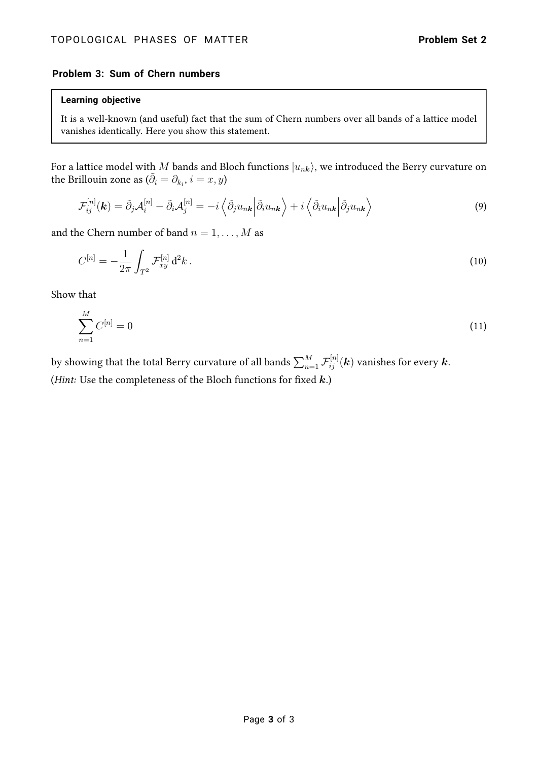### Problem 3: Sum of Chern numbers

**Learning objective**

It is a well-known (and useful) fact that the sum of Chern numbers over all bands of a lattice model vanishes identically. Here you show this statement.

For a lattice model with $M$ bands and Bloch functions $|u_{n\boldsymbol{k}}\rangle$, we introduced the Berry curvature on the Brillouin zone as ($\tilde{\partial}_i = \partial_{k_i}$, $i = x, y$)

$$\mathcal{F}_{ij}^{[n]}(\boldsymbol{k}) = \tilde{\partial}_j \mathcal{A}_i^{[n]} - \tilde{\partial}_i \mathcal{A}_j^{[n]} = -i \left\langle \tilde{\partial}_j u_{n\boldsymbol{k}} \middle| \tilde{\partial}_i u_{n\boldsymbol{k}} \right\rangle + i \left\langle \tilde{\partial}_i u_{n\boldsymbol{k}} \middle| \tilde{\partial}_j u_{n\boldsymbol{k}} \right\rangle \tag{9}$$

and the Chern number of band $n = 1, \ldots, M$ as

$$C^{[n]} = -\frac{1}{2\pi} \int_{T^2} \mathcal{F}_{xy}^{[n]} \, \mathrm{d}^2 k \,. \tag{10}$$

Show that

$$\sum_{n=1}^{M} C^{[n]} = 0 \tag{11}$$

by showing that the total Berry curvature of all bands $\sum_{n=1}^{M} \mathcal{F}_{ij}^{[n]}(\boldsymbol{k})$ vanishes for every $\boldsymbol{k}$.

(*Hint:* Use the completeness of the Bloch functions for fixed $\boldsymbol{k}$.)